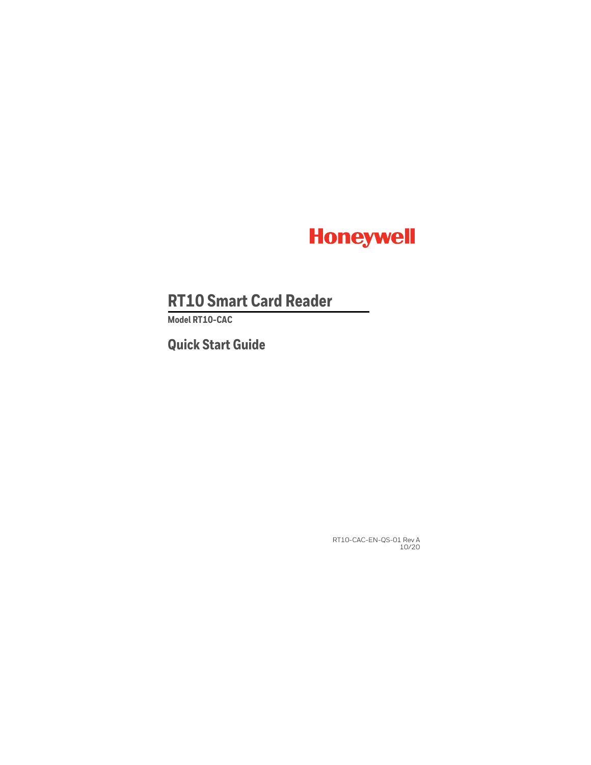Honeywell

# RT10 Smart Card Reader

**Model RT10-CAC**

## Quick Start Guide

RT10-CAC-EN-QS-01 Rev A
10/20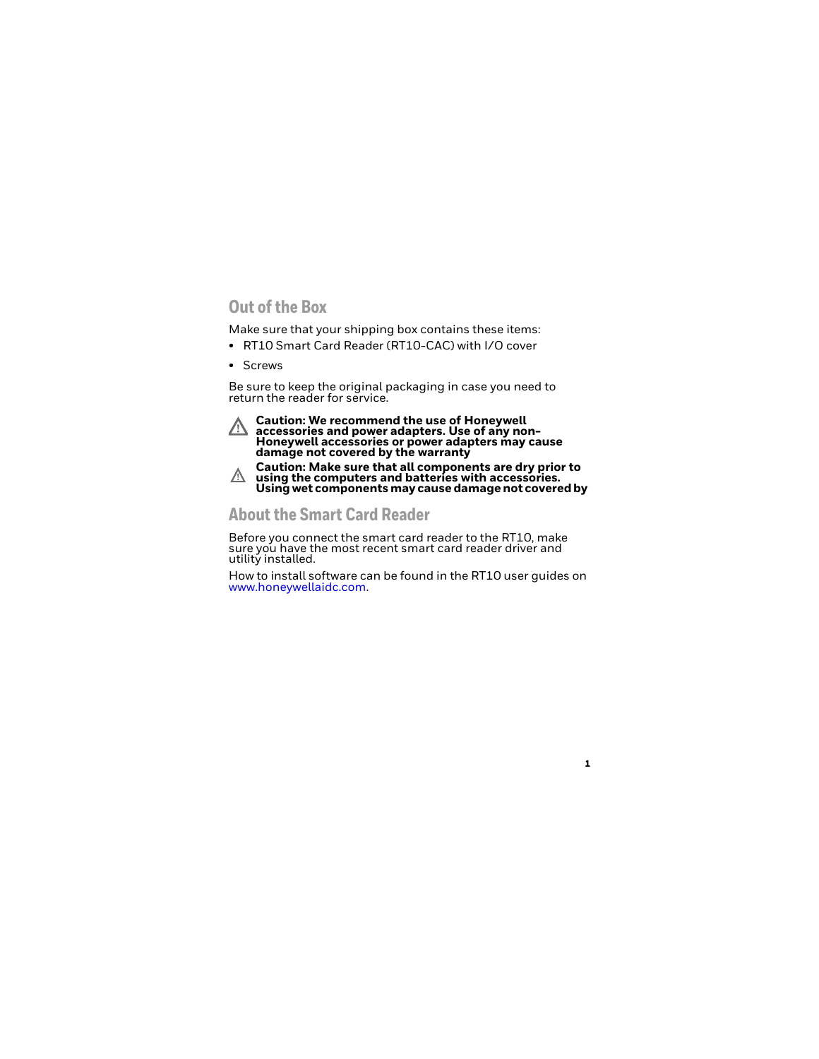## Out of the Box

Make sure that your shipping box contains these items:

- RT10 Smart Card Reader (RT10-CAC) with I/O cover
- Screws

Be sure to keep the original packaging in case you need to return the reader for service.

⚠ **Caution: We recommend the use of Honeywell accessories and power adapters. Use of any non-Honeywell accessories or power adapters may cause damage not covered by the warranty**

⚠ **Caution: Make sure that all components are dry prior to using the computers and batteries with accessories. Using wet components may cause damage not covered by**

## About the Smart Card Reader

Before you connect the smart card reader to the RT10, make sure you have the most recent smart card reader driver and utility installed.

How to install software can be found in the RT10 user guides on www.honeywellaidc.com.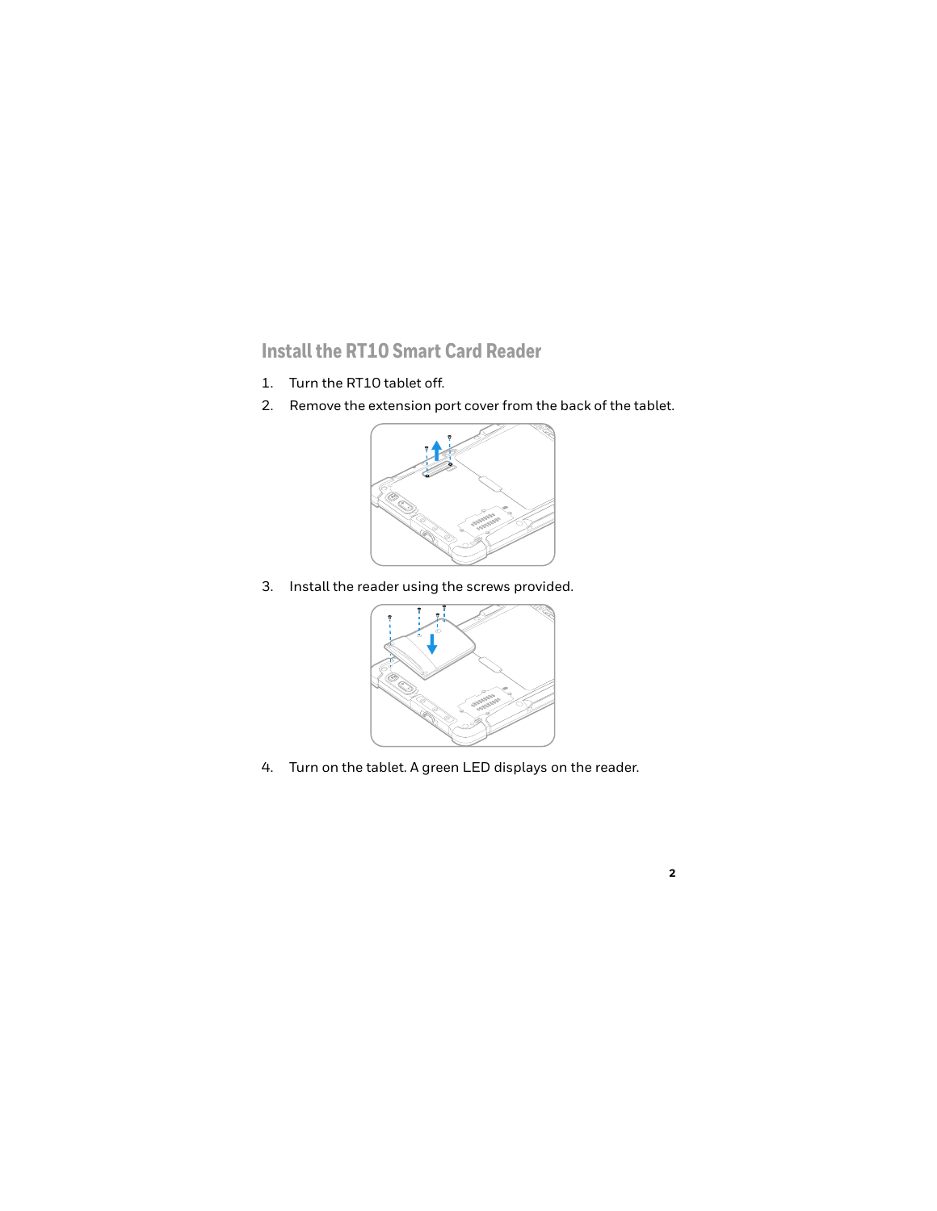## Install the RT10 Smart Card Reader

1. Turn the RT10 tablet off.
2. Remove the extension port cover from the back of the tablet.
3. Install the reader using the screws provided.
4. Turn on the tablet. A green LED displays on the reader.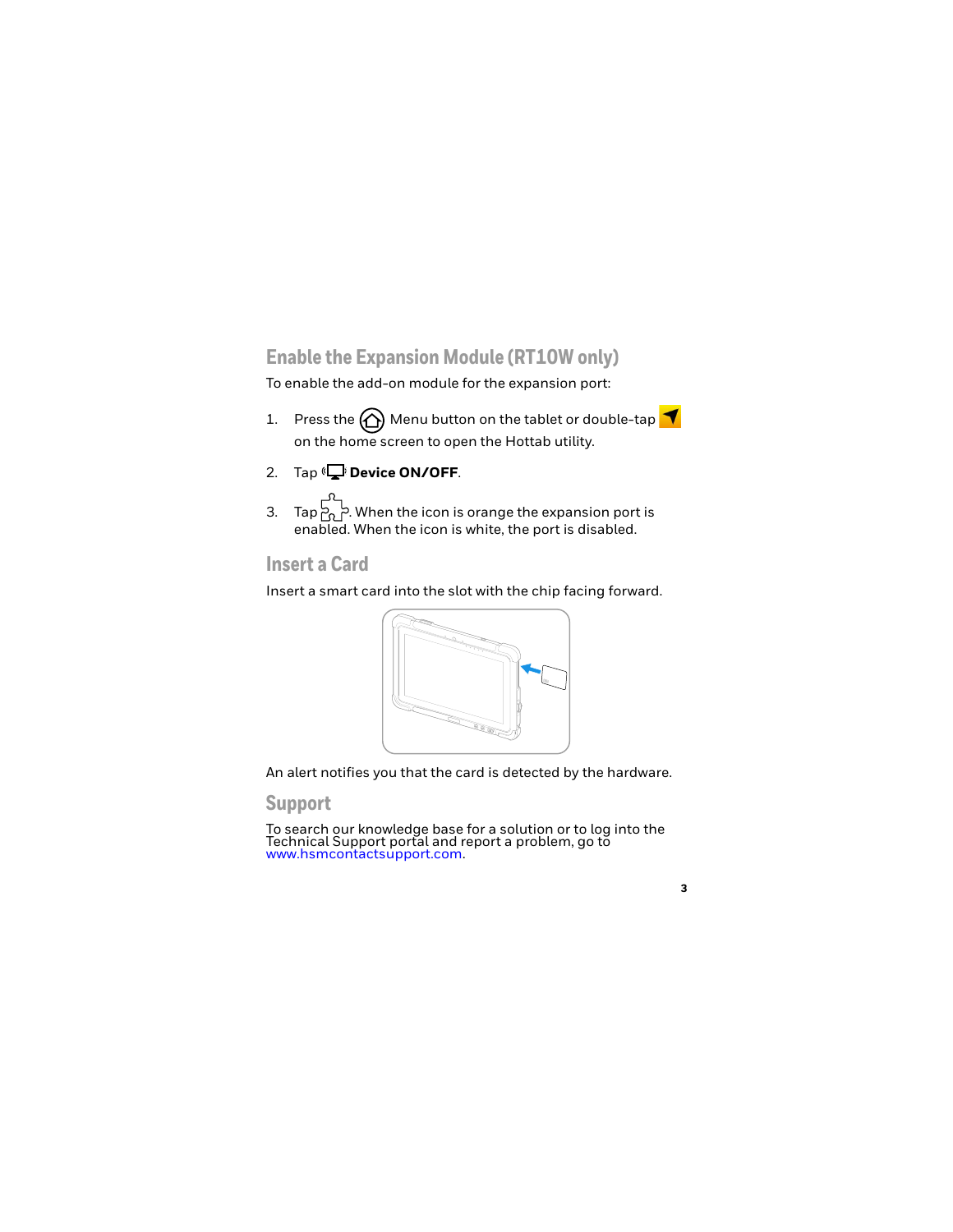## Enable the Expansion Module (RT10W only)

To enable the add-on module for the expansion port:

1. Press the Menu button on the tablet or double-tap on the home screen to open the Hottab utility.
2. Tap **Device ON/OFF**.
3. Tap . When the icon is orange the expansion port is enabled. When the icon is white, the port is disabled.

## Insert a Card

Insert a smart card into the slot with the chip facing forward.

An alert notifies you that the card is detected by the hardware.

## Support

To search our knowledge base for a solution or to log into the Technical Support portal and report a problem, go to www.hsmcontactsupport.com.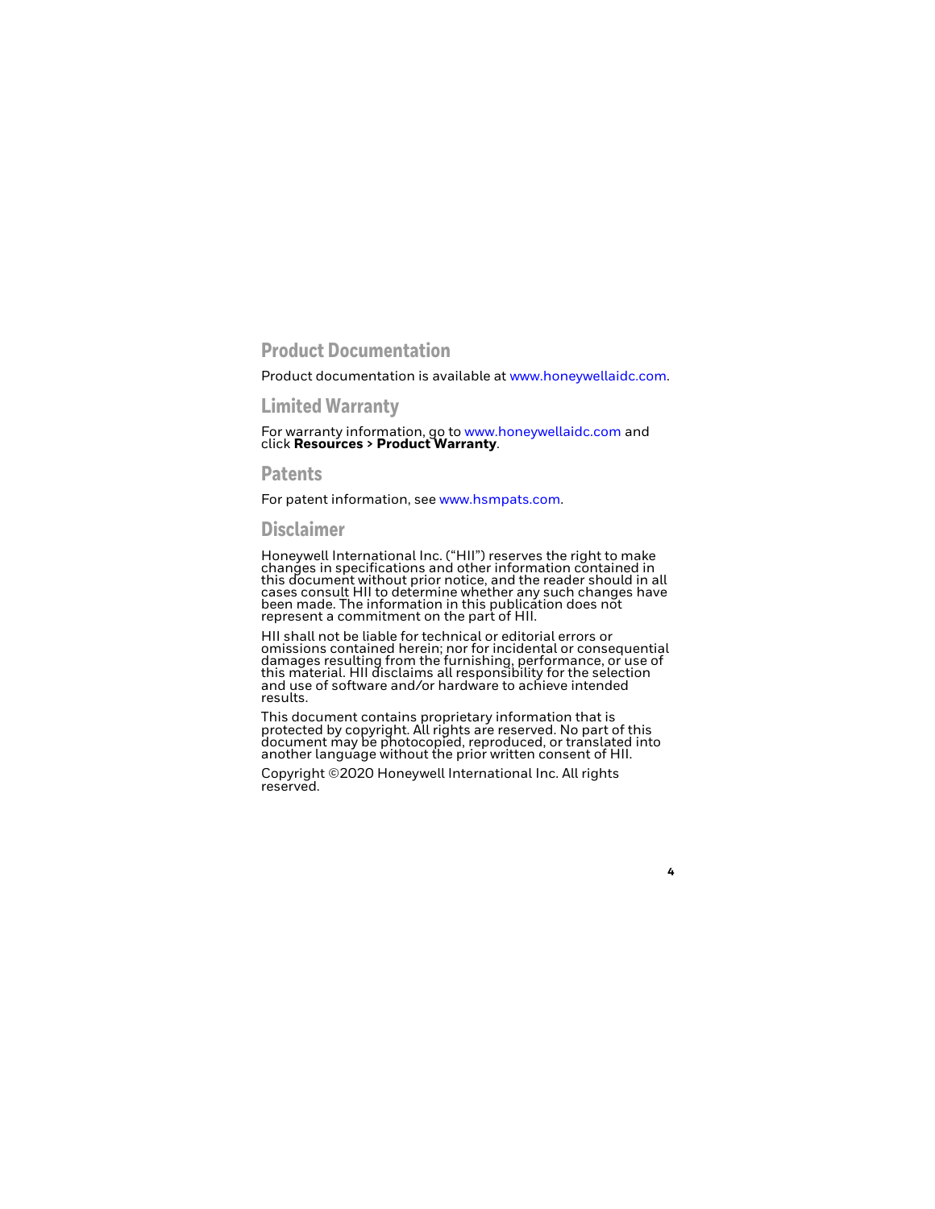## Product Documentation

Product documentation is available at www.honeywellaidc.com.

## Limited Warranty

For warranty information, go to www.honeywellaidc.com and click **Resources > Product Warranty**.

## Patents

For patent information, see www.hsmpats.com.

## Disclaimer

Honeywell International Inc. ("HII") reserves the right to make changes in specifications and other information contained in this document without prior notice, and the reader should in all cases consult HII to determine whether any such changes have been made. The information in this publication does not represent a commitment on the part of HII.

HII shall not be liable for technical or editorial errors or omissions contained herein; nor for incidental or consequential damages resulting from the furnishing, performance, or use of this material. HII disclaims all responsibility for the selection and use of software and/or hardware to achieve intended results.

This document contains proprietary information that is protected by copyright. All rights are reserved. No part of this document may be photocopied, reproduced, or translated into another language without the prior written consent of HII.

Copyright ©2020 Honeywell International Inc. All rights reserved.